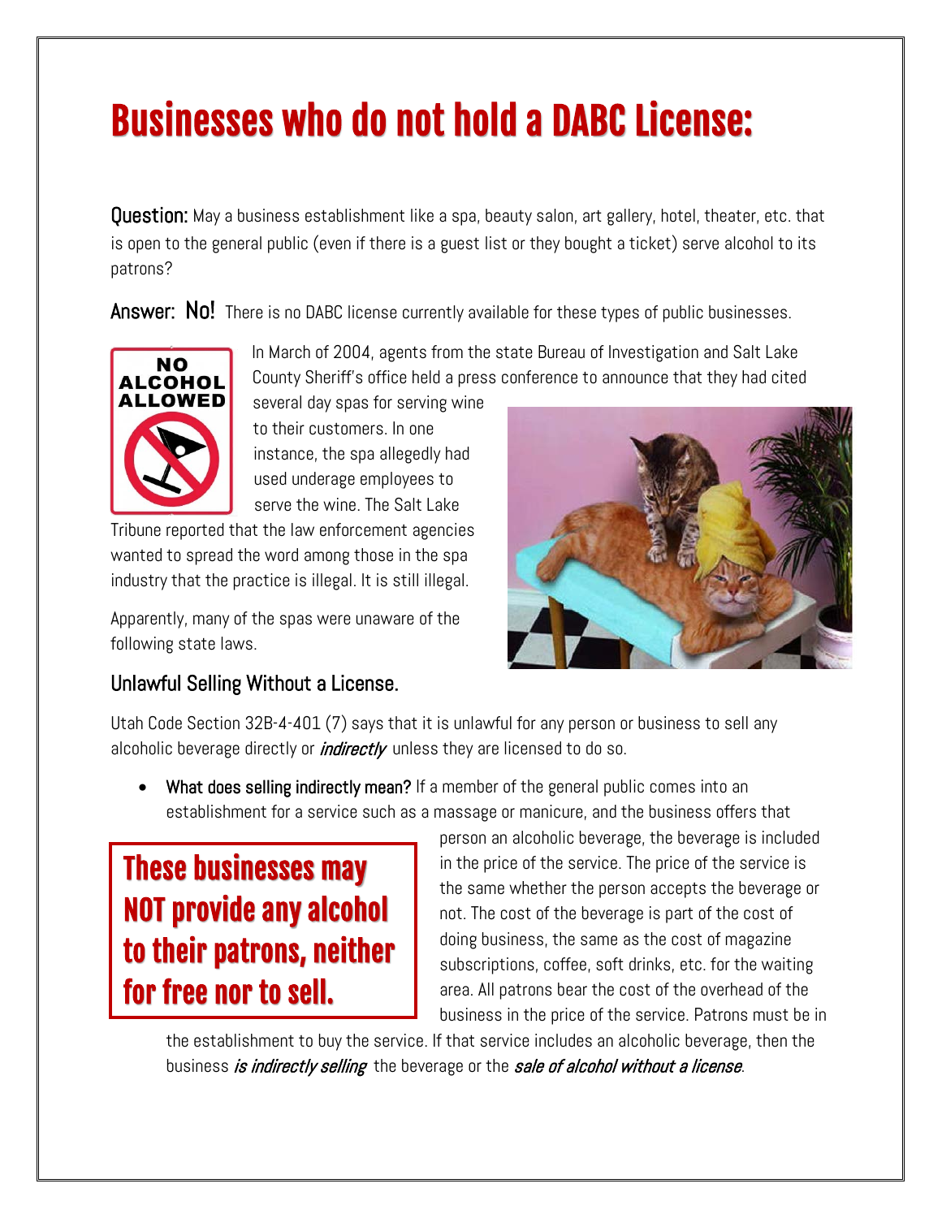# Businesses who do not hold a DABC License:

**Question:** May a business establishment like a spa, beauty salon, art gallery, hotel, theater, etc. that is open to the general public (even if there is a guest list or they bought a ticket) serve alcohol to its patrons?

**Answer: No!** There is no DABC license currently available for these types of public businesses.

In March of 2004, agents from the state Bureau of Investigation and Salt Lake County Sheriff's office held a press conference to announce that they had cited several day spas for serving wine to their customers. In one instance, the spa allegedly had used underage employees to serve the wine. The Salt Lake Tribune reported that the law enforcement agencies wanted to spread the word among those in the spa industry that the practice is illegal. It is still illegal.

Apparently, many of the spas were unaware of the following state laws.

## Unlawful Selling Without a License.

Utah Code Section 32B-4-401 (7) says that it is unlawful for any person or business to sell any alcoholic beverage directly or ***indirectly*** unless they are licensed to do so.

- **What does selling indirectly mean?** If a member of the general public comes into an establishment for a service such as a massage or manicure, and the business offers that person an alcoholic beverage, the beverage is included in the price of the service. The price of the service is the same whether the person accepts the beverage or not. The cost of the beverage is part of the cost of doing business, the same as the cost of magazine subscriptions, coffee, soft drinks, etc. for the waiting area. All patrons bear the cost of the overhead of the business in the price of the service. Patrons must be in the establishment to buy the service. If that service includes an alcoholic beverage, then the business *is indirectly selling* the beverage or the *sale of alcohol without a license*.

**These businesses may NOT provide any alcohol to their patrons, neither for free nor to sell.**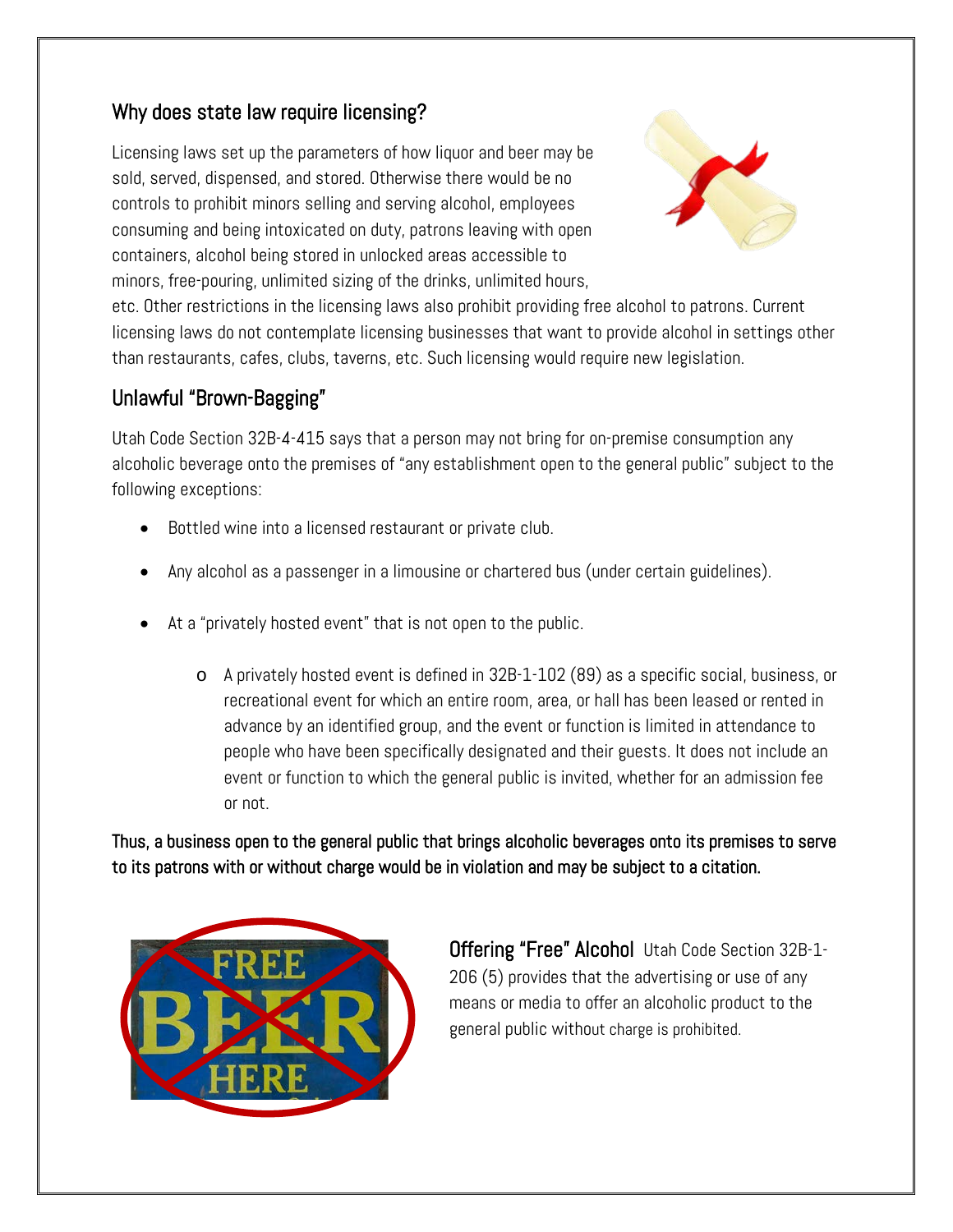## Why does state law require licensing?

Licensing laws set up the parameters of how liquor and beer may be sold, served, dispensed, and stored. Otherwise there would be no controls to prohibit minors selling and serving alcohol, employees consuming and being intoxicated on duty, patrons leaving with open containers, alcohol being stored in unlocked areas accessible to minors, free-pouring, unlimited sizing of the drinks, unlimited hours, etc. Other restrictions in the licensing laws also prohibit providing free alcohol to patrons. Current licensing laws do not contemplate licensing businesses that want to provide alcohol in settings other than restaurants, cafes, clubs, taverns, etc. Such licensing would require new legislation.

## Unlawful "Brown-Bagging"

Utah Code Section 32B-4-415 says that a person may not bring for on-premise consumption any alcoholic beverage onto the premises of "any establishment open to the general public" subject to the following exceptions:

- Bottled wine into a licensed restaurant or private club.
- Any alcohol as a passenger in a limousine or chartered bus (under certain guidelines).
- At a "privately hosted event" that is not open to the public.
  - A privately hosted event is defined in 32B-1-102 (89) as a specific social, business, or recreational event for which an entire room, area, or hall has been leased or rented in advance by an identified group, and the event or function is limited in attendance to people who have been specifically designated and their guests. It does not include an event or function to which the general public is invited, whether for an admission fee or not.

**Thus, a business open to the general public that brings alcoholic beverages onto its premises to serve to its patrons with or without charge would be in violation and may be subject to a citation.**

**Offering "Free" Alcohol** Utah Code Section 32B-1-206 (5) provides that the advertising or use of any means or media to offer an alcoholic product to the general public without charge is prohibited.